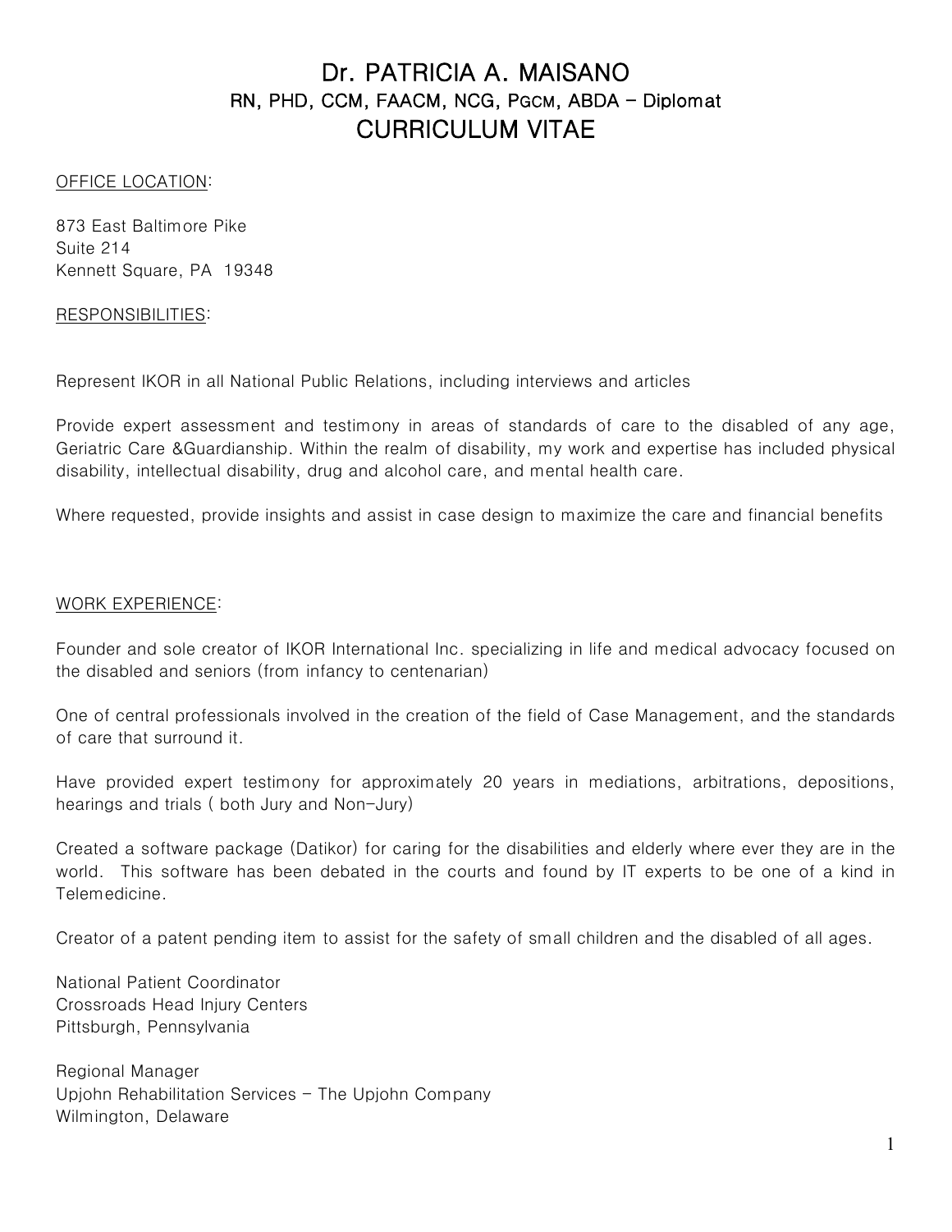# Dr. PATRICIA A. MAISANO

## RN, PHD, CCM, FAACM, NCG, PGCM, ABDA – Diplomat

# CURRICULUM VITAE

OFFICE LOCATION:

873 East Baltimore Pike
Suite 214
Kennett Square, PA 19348

RESPONSIBILITIES:

Represent IKOR in all National Public Relations, including interviews and articles

Provide expert assessment and testimony in areas of standards of care to the disabled of any age, Geriatric Care &Guardianship. Within the realm of disability, my work and expertise has included physical disability, intellectual disability, drug and alcohol care, and mental health care.

Where requested, provide insights and assist in case design to maximize the care and financial benefits

WORK EXPERIENCE:

Founder and sole creator of IKOR International Inc. specializing in life and medical advocacy focused on the disabled and seniors (from infancy to centenarian)

One of central professionals involved in the creation of the field of Case Management, and the standards of care that surround it.

Have provided expert testimony for approximately 20 years in mediations, arbitrations, depositions, hearings and trials ( both Jury and Non-Jury)

Created a software package (Datikor) for caring for the disabilities and elderly where ever they are in the world. This software has been debated in the courts and found by IT experts to be one of a kind in Telemedicine.

Creator of a patent pending item to assist for the safety of small children and the disabled of all ages.

National Patient Coordinator
Crossroads Head Injury Centers
Pittsburgh, Pennsylvania

Regional Manager
Upjohn Rehabilitation Services – The Upjohn Company
Wilmington, Delaware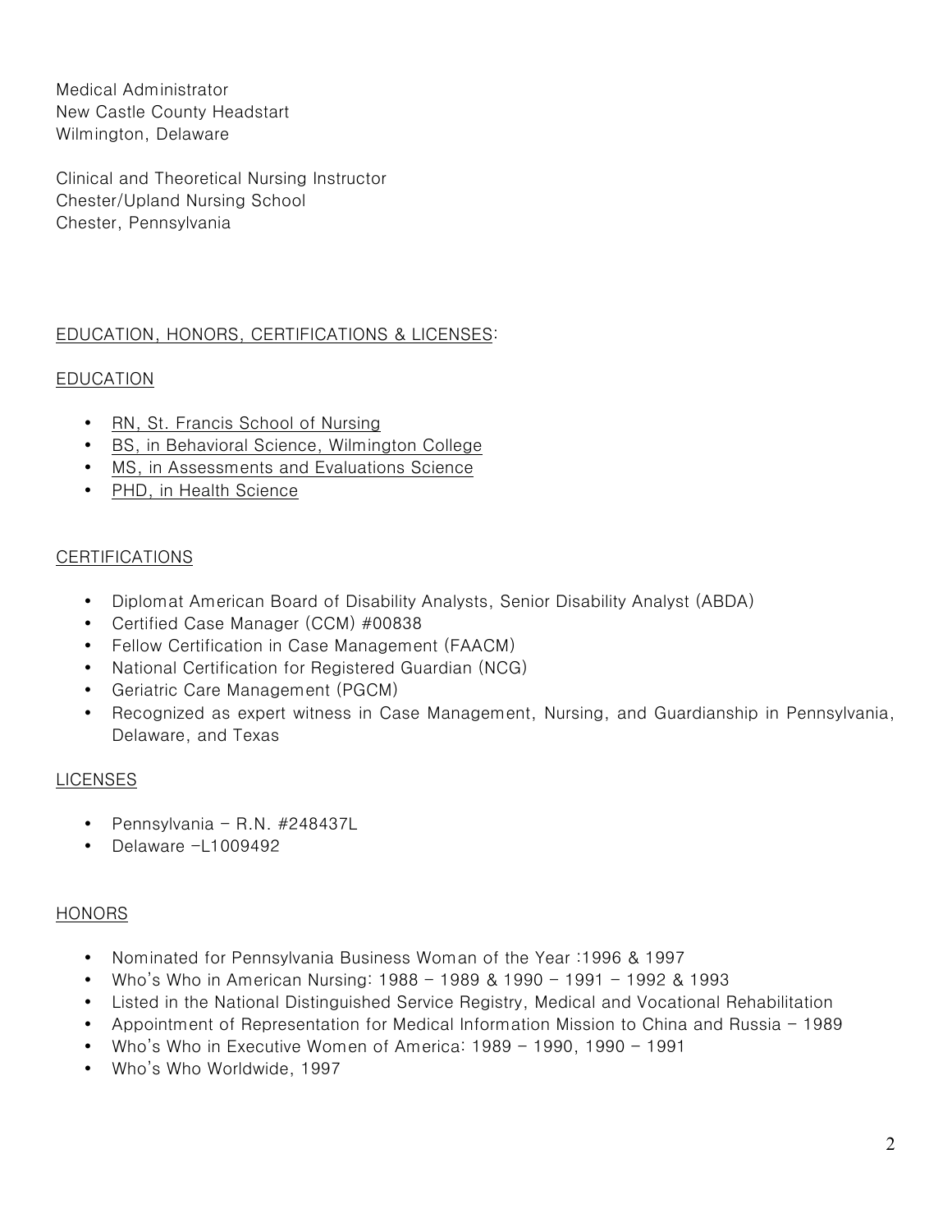Medical Administrator
New Castle County Headstart
Wilmington, Delaware

Clinical and Theoretical Nursing Instructor
Chester/Upland Nursing School
Chester, Pennsylvania

## EDUCATION, HONORS, CERTIFICATIONS & LICENSES:

### EDUCATION

- RN, St. Francis School of Nursing
- BS, in Behavioral Science, Wilmington College
- MS, in Assessments and Evaluations Science
- PHD, in Health Science

### CERTIFICATIONS

- Diplomat American Board of Disability Analysts, Senior Disability Analyst (ABDA)
- Certified Case Manager (CCM) #00838
- Fellow Certification in Case Management (FAACM)
- National Certification for Registered Guardian (NCG)
- Geriatric Care Management (PGCM)
- Recognized as expert witness in Case Management, Nursing, and Guardianship in Pennsylvania, Delaware, and Texas

### LICENSES

- Pennsylvania – R.N. #248437L
- Delaware –L1009492

### HONORS

- Nominated for Pennsylvania Business Woman of the Year :1996 & 1997
- Who's Who in American Nursing: 1988 – 1989 & 1990 – 1991 – 1992 & 1993
- Listed in the National Distinguished Service Registry, Medical and Vocational Rehabilitation
- Appointment of Representation for Medical Information Mission to China and Russia – 1989
- Who's Who in Executive Women of America: 1989 – 1990, 1990 – 1991
- Who's Who Worldwide, 1997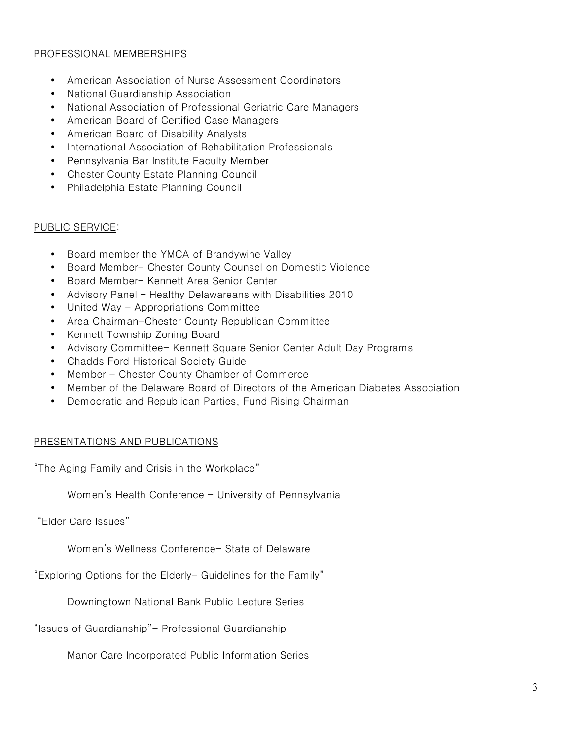PROFESSIONAL MEMBERSHIPS

- American Association of Nurse Assessment Coordinators
- National Guardianship Association
- National Association of Professional Geriatric Care Managers
- American Board of Certified Case Managers
- American Board of Disability Analysts
- International Association of Rehabilitation Professionals
- Pennsylvania Bar Institute Faculty Member
- Chester County Estate Planning Council
- Philadelphia Estate Planning Council

PUBLIC SERVICE:

- Board member the YMCA of Brandywine Valley
- Board Member- Chester County Counsel on Domestic Violence
- Board Member- Kennett Area Senior Center
- Advisory Panel – Healthy Delawareans with Disabilities 2010
- United Way – Appropriations Committee
- Area Chairman-Chester County Republican Committee
- Kennett Township Zoning Board
- Advisory Committee- Kennett Square Senior Center Adult Day Programs
- Chadds Ford Historical Society Guide
- Member – Chester County Chamber of Commerce
- Member of the Delaware Board of Directors of the American Diabetes Association
- Democratic and Republican Parties, Fund Rising Chairman

PRESENTATIONS AND PUBLICATIONS

"The Aging Family and Crisis in the Workplace"

Women's Health Conference – University of Pennsylvania

"Elder Care Issues"

Women's Wellness Conference- State of Delaware

"Exploring Options for the Elderly- Guidelines for the Family"

Downingtown National Bank Public Lecture Series

"Issues of Guardianship"- Professional Guardianship

Manor Care Incorporated Public Information Series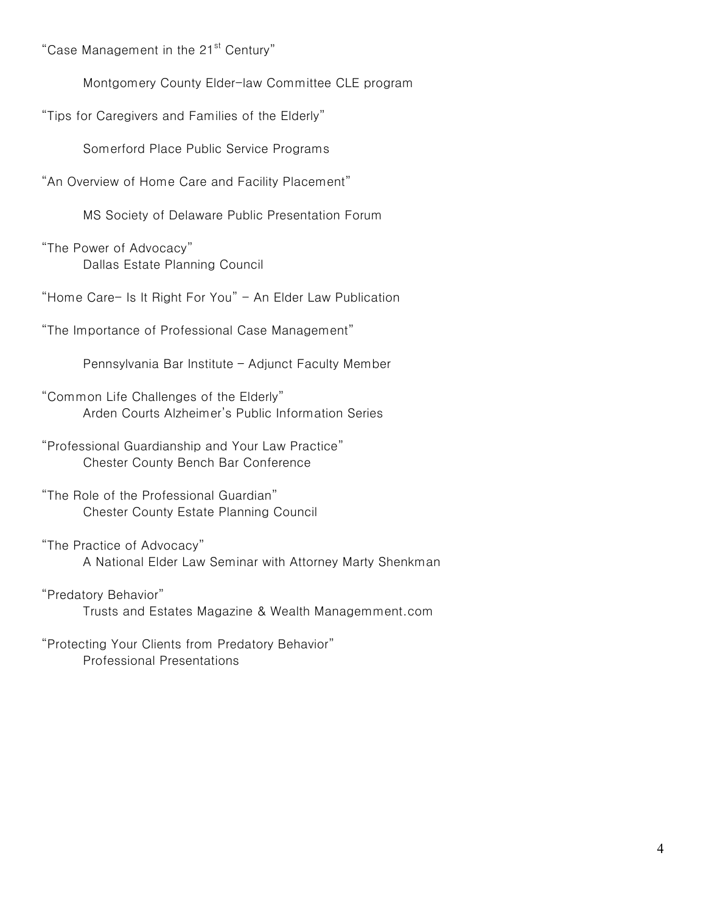"Case Management in the 21st Century"

Montgomery County Elder-law Committee CLE program

"Tips for Caregivers and Families of the Elderly"

Somerford Place Public Service Programs

"An Overview of Home Care and Facility Placement"

MS Society of Delaware Public Presentation Forum

"The Power of Advocacy"
Dallas Estate Planning Council

"Home Care- Is It Right For You" – An Elder Law Publication

"The Importance of Professional Case Management"

Pennsylvania Bar Institute – Adjunct Faculty Member

"Common Life Challenges of the Elderly"
Arden Courts Alzheimer's Public Information Series

"Professional Guardianship and Your Law Practice"
Chester County Bench Bar Conference

"The Role of the Professional Guardian"
Chester County Estate Planning Council

"The Practice of Advocacy"
A National Elder Law Seminar with Attorney Marty Shenkman

"Predatory Behavior"
Trusts and Estates Magazine & Wealth Managemment.com

"Protecting Your Clients from Predatory Behavior"
Professional Presentations